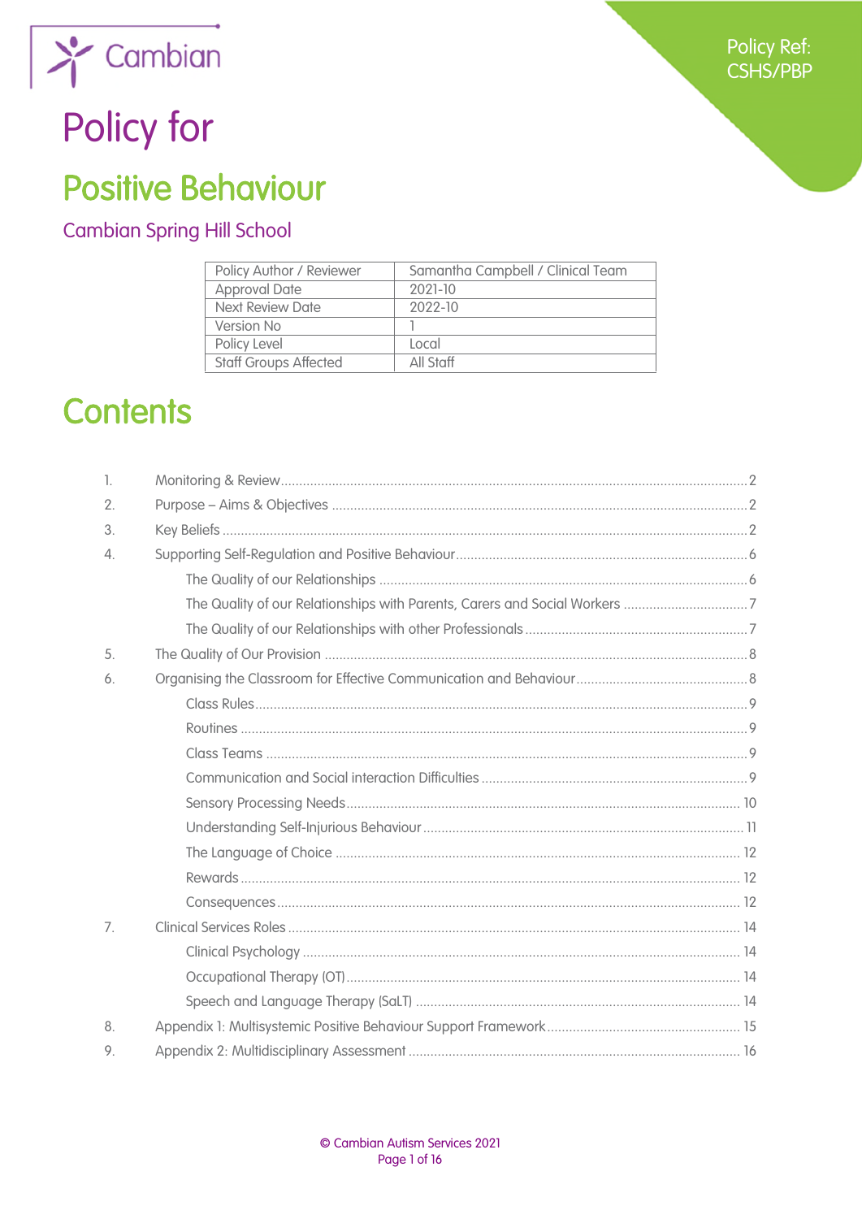Cambian

Policy Ref: CSHS/PBP

# Policy for

# Positive Behaviour

## Cambian Spring Hill School

| Policy Author / Reviewer | Samantha Campbell / Clinical Team |
|---|---|
| Approval Date | 2021-10 |
| Next Review Date | 2022-10 |
| Version No | 1 |
| Policy Level | Local |
| Staff Groups Affected | All Staff |

# Contents

1. Monitoring & Review ..... 2
2. Purpose – Aims & Objectives ..... 2
3. Key Beliefs ..... 2
4. Supporting Self-Regulation and Positive Behaviour ..... 6
   - The Quality of our Relationships ..... 6
   - The Quality of our Relationships with Parents, Carers and Social Workers ..... 7
   - The Quality of our Relationships with other Professionals ..... 7
5. The Quality of Our Provision ..... 8
6. Organising the Classroom for Effective Communication and Behaviour ..... 8
   - Class Rules ..... 9
   - Routines ..... 9
   - Class Teams ..... 9
   - Communication and Social interaction Difficulties ..... 9
   - Sensory Processing Needs ..... 10
   - Understanding Self-Injurious Behaviour ..... 11
   - The Language of Choice ..... 12
   - Rewards ..... 12
   - Consequences ..... 12
7. Clinical Services Roles ..... 14
   - Clinical Psychology ..... 14
   - Occupational Therapy (OT) ..... 14
   - Speech and Language Therapy (SaLT) ..... 14
8. Appendix 1: Multisystemic Positive Behaviour Support Framework ..... 15
9. Appendix 2: Multidisciplinary Assessment ..... 16

© Cambian Autism Services 2021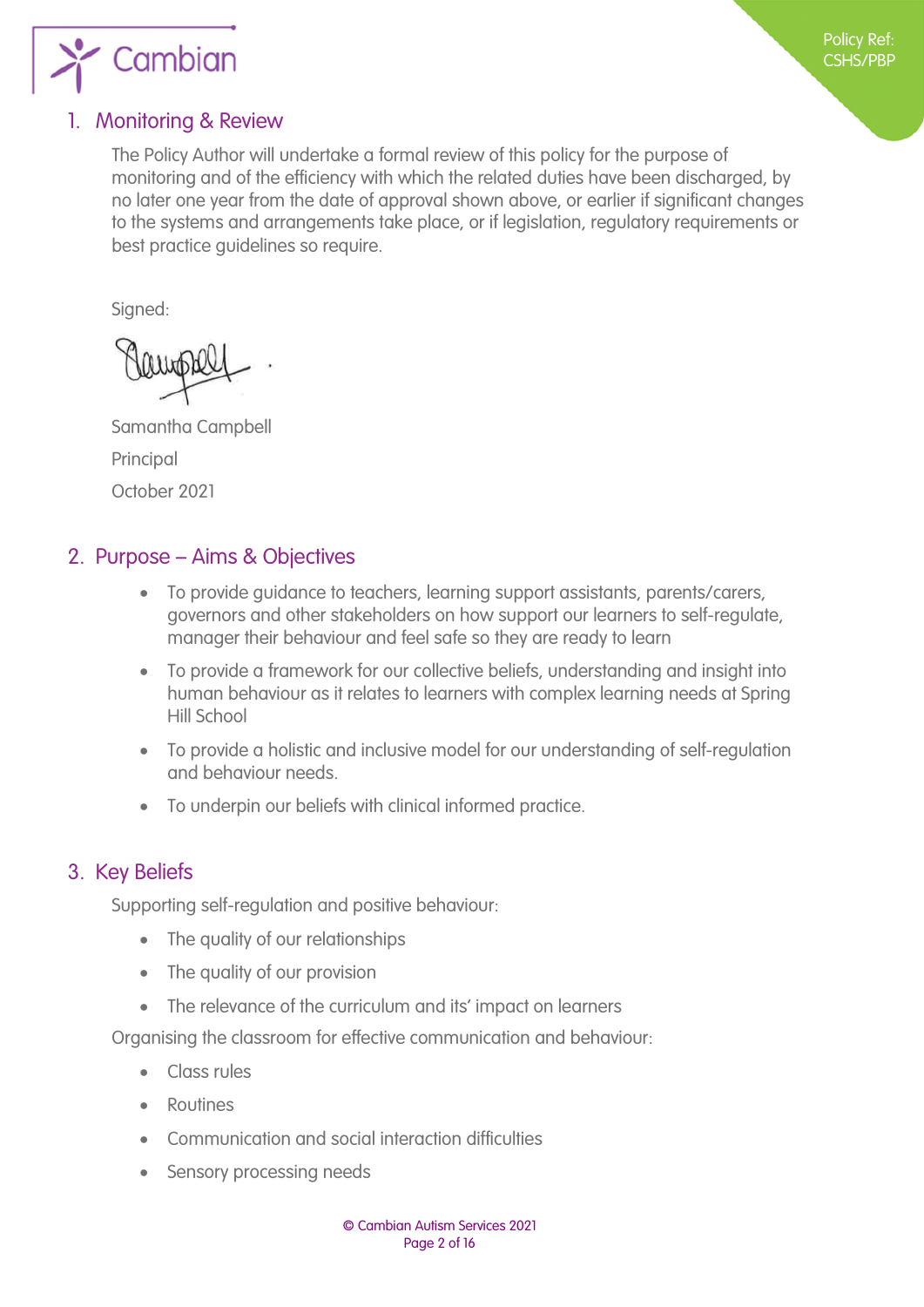## 1. Monitoring & Review

The Policy Author will undertake a formal review of this policy for the purpose of monitoring and of the efficiency with which the related duties have been discharged, by no later one year from the date of approval shown above, or earlier if significant changes to the systems and arrangements take place, or if legislation, regulatory requirements or best practice guidelines so require.

Signed:

Samantha Campbell

Principal

October 2021

## 2. Purpose – Aims & Objectives

- To provide guidance to teachers, learning support assistants, parents/carers, governors and other stakeholders on how support our learners to self-regulate, manager their behaviour and feel safe so they are ready to learn
- To provide a framework for our collective beliefs, understanding and insight into human behaviour as it relates to learners with complex learning needs at Spring Hill School
- To provide a holistic and inclusive model for our understanding of self-regulation and behaviour needs.
- To underpin our beliefs with clinical informed practice.

## 3. Key Beliefs

Supporting self-regulation and positive behaviour:

- The quality of our relationships
- The quality of our provision
- The relevance of the curriculum and its' impact on learners

Organising the classroom for effective communication and behaviour:

- Class rules
- Routines
- Communication and social interaction difficulties
- Sensory processing needs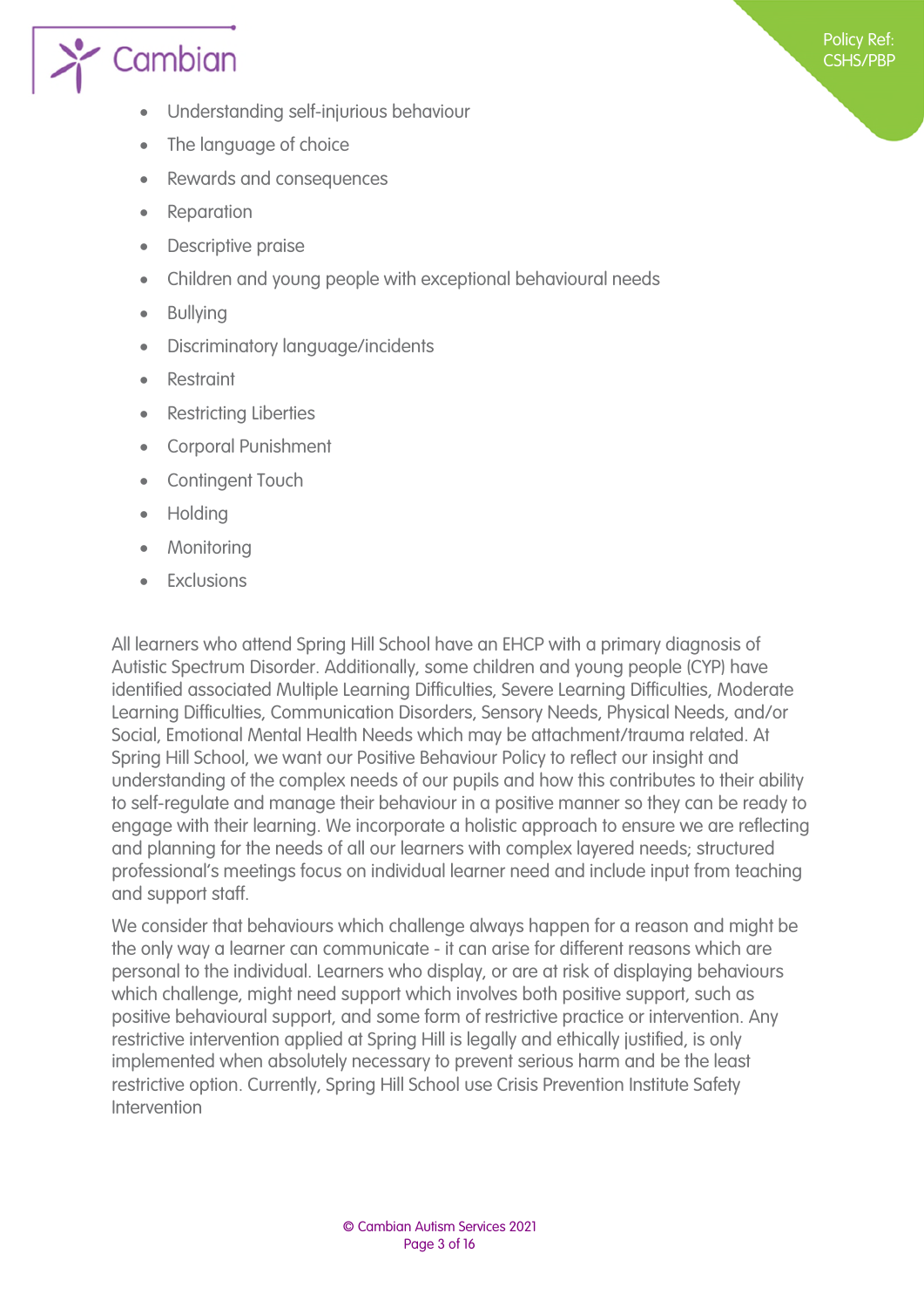- Understanding self-injurious behaviour
- The language of choice
- Rewards and consequences
- Reparation
- Descriptive praise
- Children and young people with exceptional behavioural needs
- Bullying
- Discriminatory language/incidents
- Restraint
- Restricting Liberties
- Corporal Punishment
- Contingent Touch
- Holding
- Monitoring
- Exclusions

All learners who attend Spring Hill School have an EHCP with a primary diagnosis of Autistic Spectrum Disorder. Additionally, some children and young people (CYP) have identified associated Multiple Learning Difficulties, Severe Learning Difficulties, Moderate Learning Difficulties, Communication Disorders, Sensory Needs, Physical Needs, and/or Social, Emotional Mental Health Needs which may be attachment/trauma related. At Spring Hill School, we want our Positive Behaviour Policy to reflect our insight and understanding of the complex needs of our pupils and how this contributes to their ability to self-regulate and manage their behaviour in a positive manner so they can be ready to engage with their learning. We incorporate a holistic approach to ensure we are reflecting and planning for the needs of all our learners with complex layered needs; structured professional's meetings focus on individual learner need and include input from teaching and support staff.

We consider that behaviours which challenge always happen for a reason and might be the only way a learner can communicate - it can arise for different reasons which are personal to the individual. Learners who display, or are at risk of displaying behaviours which challenge, might need support which involves both positive support, such as positive behavioural support, and some form of restrictive practice or intervention. Any restrictive intervention applied at Spring Hill is legally and ethically justified, is only implemented when absolutely necessary to prevent serious harm and be the least restrictive option. Currently, Spring Hill School use Crisis Prevention Institute Safety Intervention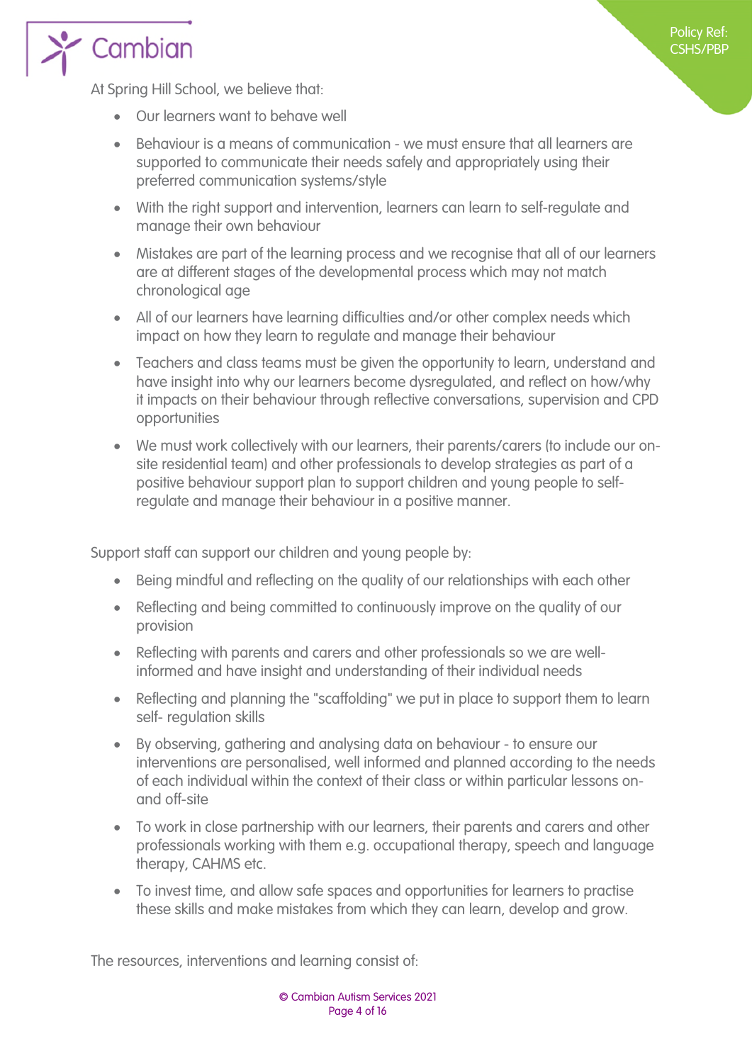At Spring Hill School, we believe that:

- Our learners want to behave well
- Behaviour is a means of communication - we must ensure that all learners are supported to communicate their needs safely and appropriately using their preferred communication systems/style
- With the right support and intervention, learners can learn to self-regulate and manage their own behaviour
- Mistakes are part of the learning process and we recognise that all of our learners are at different stages of the developmental process which may not match chronological age
- All of our learners have learning difficulties and/or other complex needs which impact on how they learn to regulate and manage their behaviour
- Teachers and class teams must be given the opportunity to learn, understand and have insight into why our learners become dysregulated, and reflect on how/why it impacts on their behaviour through reflective conversations, supervision and CPD opportunities
- We must work collectively with our learners, their parents/carers (to include our on-site residential team) and other professionals to develop strategies as part of a positive behaviour support plan to support children and young people to self-regulate and manage their behaviour in a positive manner.

Support staff can support our children and young people by:

- Being mindful and reflecting on the quality of our relationships with each other
- Reflecting and being committed to continuously improve on the quality of our provision
- Reflecting with parents and carers and other professionals so we are well-informed and have insight and understanding of their individual needs
- Reflecting and planning the "scaffolding" we put in place to support them to learn self- regulation skills
- By observing, gathering and analysing data on behaviour - to ensure our interventions are personalised, well informed and planned according to the needs of each individual within the context of their class or within particular lessons on- and off-site
- To work in close partnership with our learners, their parents and carers and other professionals working with them e.g. occupational therapy, speech and language therapy, CAHMS etc.
- To invest time, and allow safe spaces and opportunities for learners to practise these skills and make mistakes from which they can learn, develop and grow.

The resources, interventions and learning consist of: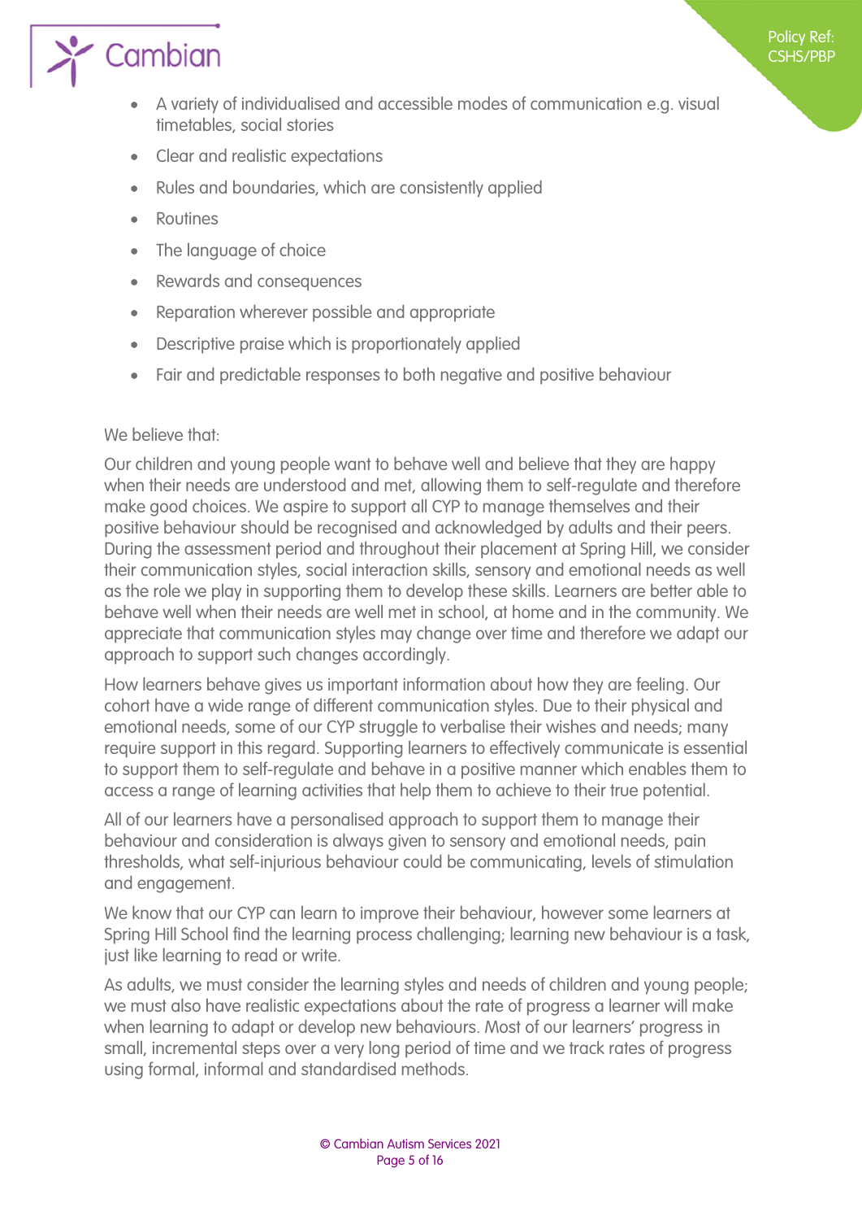- A variety of individualised and accessible modes of communication e.g. visual timetables, social stories
- Clear and realistic expectations
- Rules and boundaries, which are consistently applied
- Routines
- The language of choice
- Rewards and consequences
- Reparation wherever possible and appropriate
- Descriptive praise which is proportionately applied
- Fair and predictable responses to both negative and positive behaviour

We believe that:

Our children and young people want to behave well and believe that they are happy when their needs are understood and met, allowing them to self-regulate and therefore make good choices. We aspire to support all CYP to manage themselves and their positive behaviour should be recognised and acknowledged by adults and their peers. During the assessment period and throughout their placement at Spring Hill, we consider their communication styles, social interaction skills, sensory and emotional needs as well as the role we play in supporting them to develop these skills. Learners are better able to behave well when their needs are well met in school, at home and in the community. We appreciate that communication styles may change over time and therefore we adapt our approach to support such changes accordingly.

How learners behave gives us important information about how they are feeling. Our cohort have a wide range of different communication styles. Due to their physical and emotional needs, some of our CYP struggle to verbalise their wishes and needs; many require support in this regard. Supporting learners to effectively communicate is essential to support them to self-regulate and behave in a positive manner which enables them to access a range of learning activities that help them to achieve to their true potential.

All of our learners have a personalised approach to support them to manage their behaviour and consideration is always given to sensory and emotional needs, pain thresholds, what self-injurious behaviour could be communicating, levels of stimulation and engagement.

We know that our CYP can learn to improve their behaviour, however some learners at Spring Hill School find the learning process challenging; learning new behaviour is a task, just like learning to read or write.

As adults, we must consider the learning styles and needs of children and young people; we must also have realistic expectations about the rate of progress a learner will make when learning to adapt or develop new behaviours. Most of our learners' progress in small, incremental steps over a very long period of time and we track rates of progress using formal, informal and standardised methods.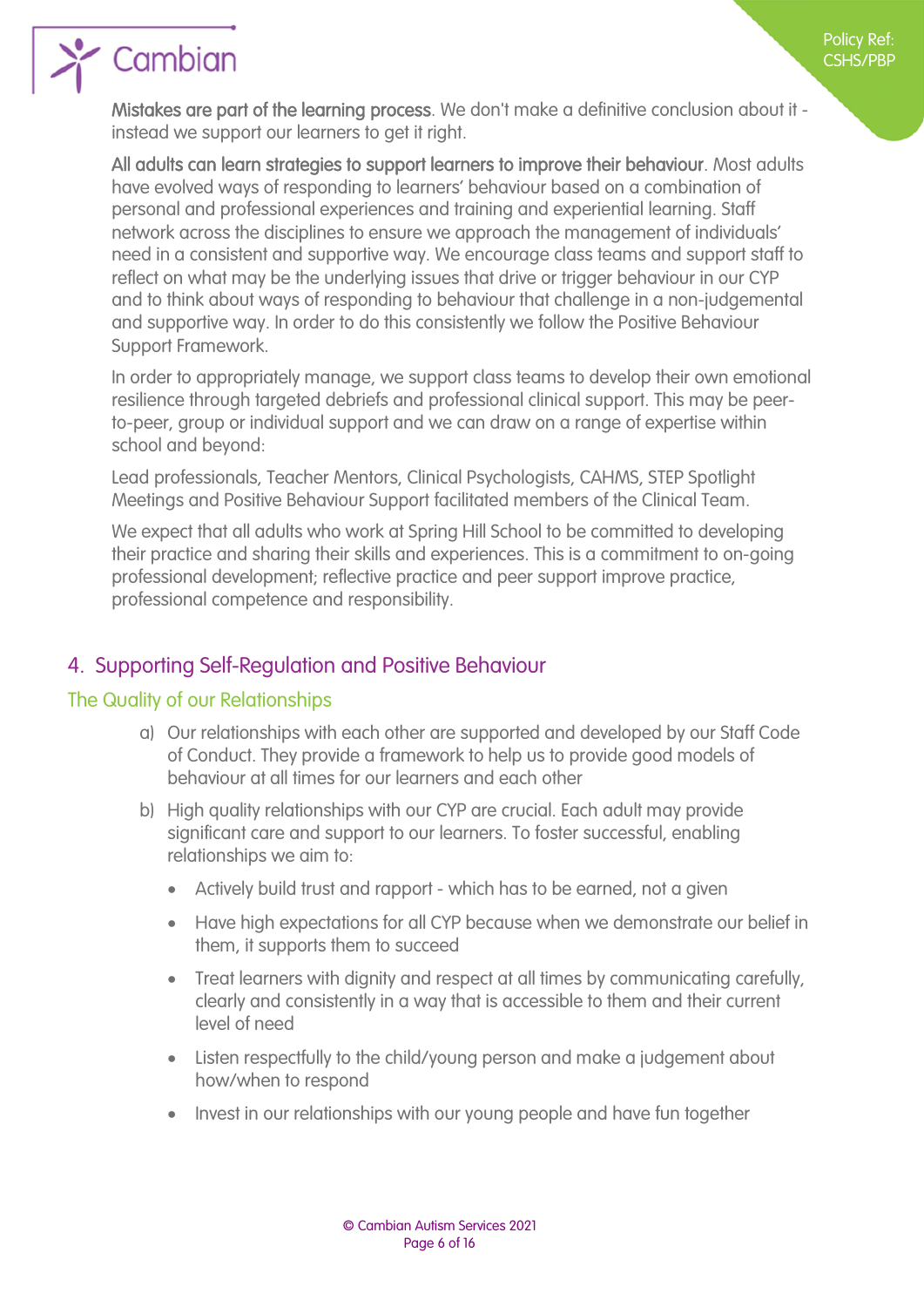**Mistakes are part of the learning process**. We don't make a definitive conclusion about it - instead we support our learners to get it right.

**All adults can learn strategies to support learners to improve their behaviour**. Most adults have evolved ways of responding to learners' behaviour based on a combination of personal and professional experiences and training and experiential learning. Staff network across the disciplines to ensure we approach the management of individuals' need in a consistent and supportive way. We encourage class teams and support staff to reflect on what may be the underlying issues that drive or trigger behaviour in our CYP and to think about ways of responding to behaviour that challenge in a non-judgemental and supportive way. In order to do this consistently we follow the Positive Behaviour Support Framework.

In order to appropriately manage, we support class teams to develop their own emotional resilience through targeted debriefs and professional clinical support. This may be peer-to-peer, group or individual support and we can draw on a range of expertise within school and beyond:

Lead professionals, Teacher Mentors, Clinical Psychologists, CAHMS, STEP Spotlight Meetings and Positive Behaviour Support facilitated members of the Clinical Team.

We expect that all adults who work at Spring Hill School to be committed to developing their practice and sharing their skills and experiences. This is a commitment to on-going professional development; reflective practice and peer support improve practice, professional competence and responsibility.

## 4. Supporting Self-Regulation and Positive Behaviour

### The Quality of our Relationships

a) Our relationships with each other are supported and developed by our Staff Code of Conduct. They provide a framework to help us to provide good models of behaviour at all times for our learners and each other

b) High quality relationships with our CYP are crucial. Each adult may provide significant care and support to our learners. To foster successful, enabling relationships we aim to:

- Actively build trust and rapport - which has to be earned, not a given
- Have high expectations for all CYP because when we demonstrate our belief in them, it supports them to succeed
- Treat learners with dignity and respect at all times by communicating carefully, clearly and consistently in a way that is accessible to them and their current level of need
- Listen respectfully to the child/young person and make a judgement about how/when to respond
- Invest in our relationships with our young people and have fun together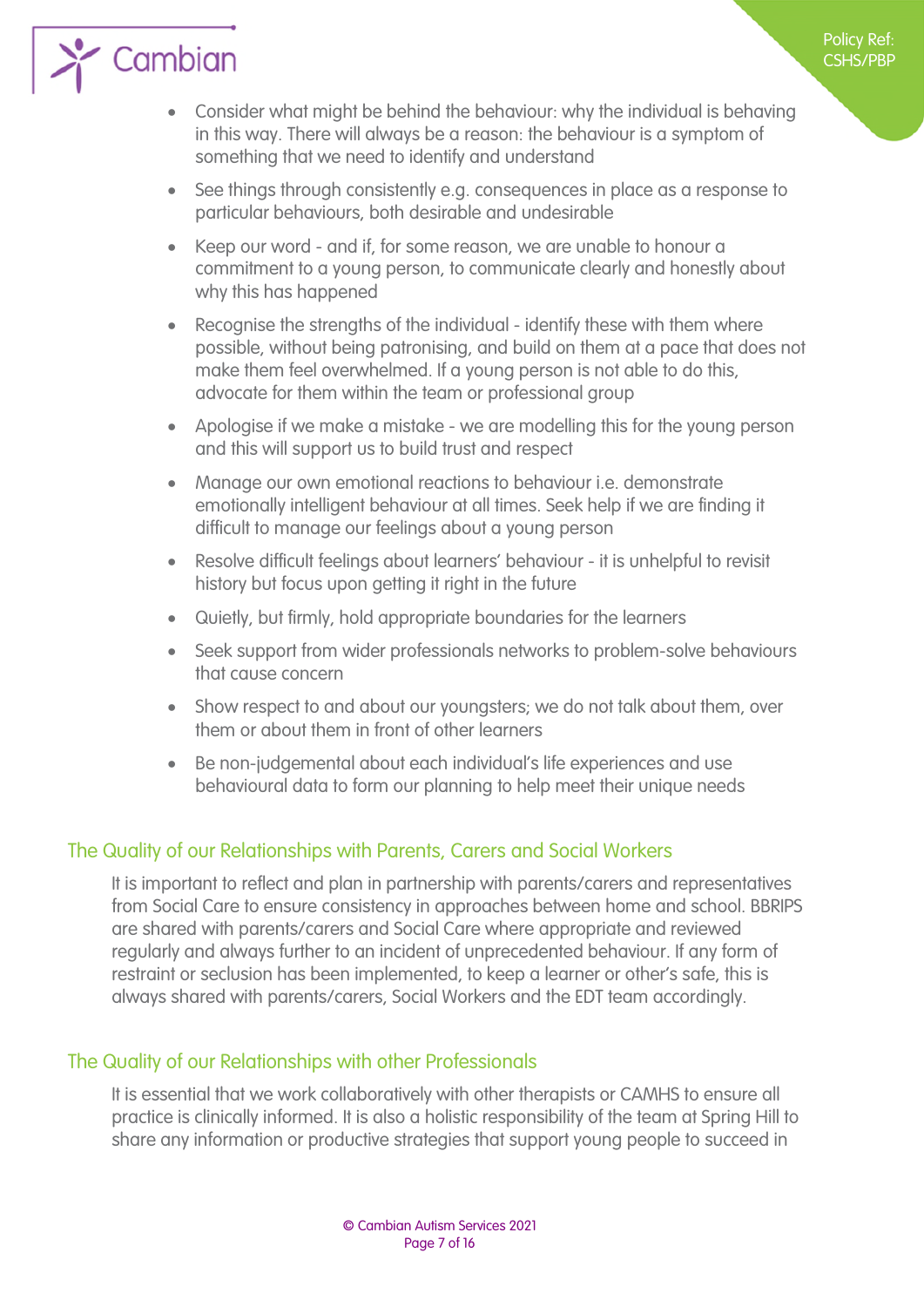- Consider what might be behind the behaviour: why the individual is behaving in this way. There will always be a reason: the behaviour is a symptom of something that we need to identify and understand
- See things through consistently e.g. consequences in place as a response to particular behaviours, both desirable and undesirable
- Keep our word - and if, for some reason, we are unable to honour a commitment to a young person, to communicate clearly and honestly about why this has happened
- Recognise the strengths of the individual - identify these with them where possible, without being patronising, and build on them at a pace that does not make them feel overwhelmed. If a young person is not able to do this, advocate for them within the team or professional group
- Apologise if we make a mistake - we are modelling this for the young person and this will support us to build trust and respect
- Manage our own emotional reactions to behaviour i.e. demonstrate emotionally intelligent behaviour at all times. Seek help if we are finding it difficult to manage our feelings about a young person
- Resolve difficult feelings about learners' behaviour - it is unhelpful to revisit history but focus upon getting it right in the future
- Quietly, but firmly, hold appropriate boundaries for the learners
- Seek support from wider professionals networks to problem-solve behaviours that cause concern
- Show respect to and about our youngsters; we do not talk about them, over them or about them in front of other learners
- Be non-judgemental about each individual's life experiences and use behavioural data to form our planning to help meet their unique needs

## The Quality of our Relationships with Parents, Carers and Social Workers

It is important to reflect and plan in partnership with parents/carers and representatives from Social Care to ensure consistency in approaches between home and school. BBRIPS are shared with parents/carers and Social Care where appropriate and reviewed regularly and always further to an incident of unprecedented behaviour. If any form of restraint or seclusion has been implemented, to keep a learner or other's safe, this is always shared with parents/carers, Social Workers and the EDT team accordingly.

## The Quality of our Relationships with other Professionals

It is essential that we work collaboratively with other therapists or CAMHS to ensure all practice is clinically informed. It is also a holistic responsibility of the team at Spring Hill to share any information or productive strategies that support young people to succeed in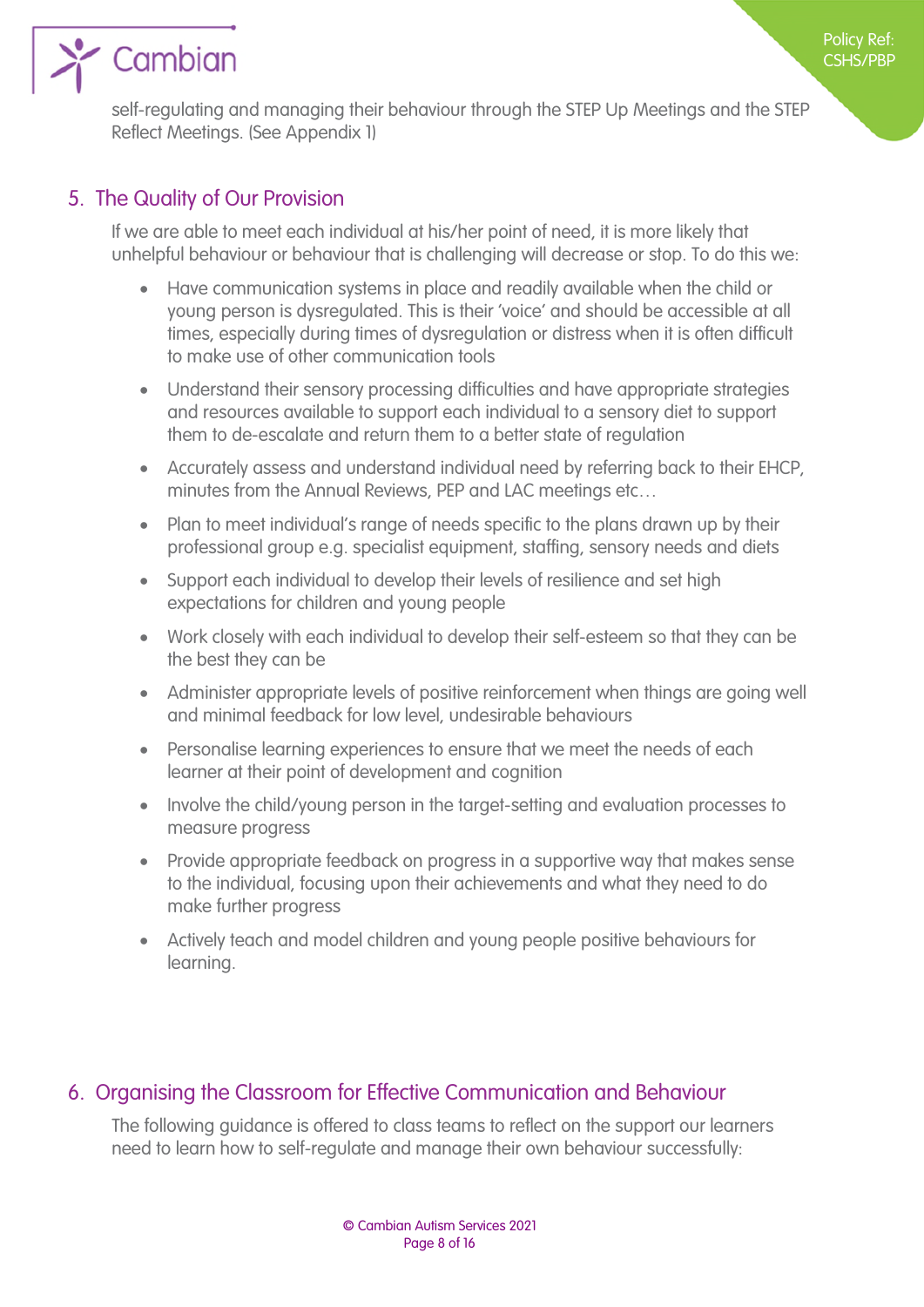self-regulating and managing their behaviour through the STEP Up Meetings and the STEP Reflect Meetings. (See Appendix 1)

## 5. The Quality of Our Provision

If we are able to meet each individual at his/her point of need, it is more likely that unhelpful behaviour or behaviour that is challenging will decrease or stop. To do this we:

- Have communication systems in place and readily available when the child or young person is dysregulated. This is their 'voice' and should be accessible at all times, especially during times of dysregulation or distress when it is often difficult to make use of other communication tools
- Understand their sensory processing difficulties and have appropriate strategies and resources available to support each individual to a sensory diet to support them to de-escalate and return them to a better state of regulation
- Accurately assess and understand individual need by referring back to their EHCP, minutes from the Annual Reviews, PEP and LAC meetings etc…
- Plan to meet individual's range of needs specific to the plans drawn up by their professional group e.g. specialist equipment, staffing, sensory needs and diets
- Support each individual to develop their levels of resilience and set high expectations for children and young people
- Work closely with each individual to develop their self-esteem so that they can be the best they can be
- Administer appropriate levels of positive reinforcement when things are going well and minimal feedback for low level, undesirable behaviours
- Personalise learning experiences to ensure that we meet the needs of each learner at their point of development and cognition
- Involve the child/young person in the target-setting and evaluation processes to measure progress
- Provide appropriate feedback on progress in a supportive way that makes sense to the individual, focusing upon their achievements and what they need to do make further progress
- Actively teach and model children and young people positive behaviours for learning.

## 6. Organising the Classroom for Effective Communication and Behaviour

The following guidance is offered to class teams to reflect on the support our learners need to learn how to self-regulate and manage their own behaviour successfully: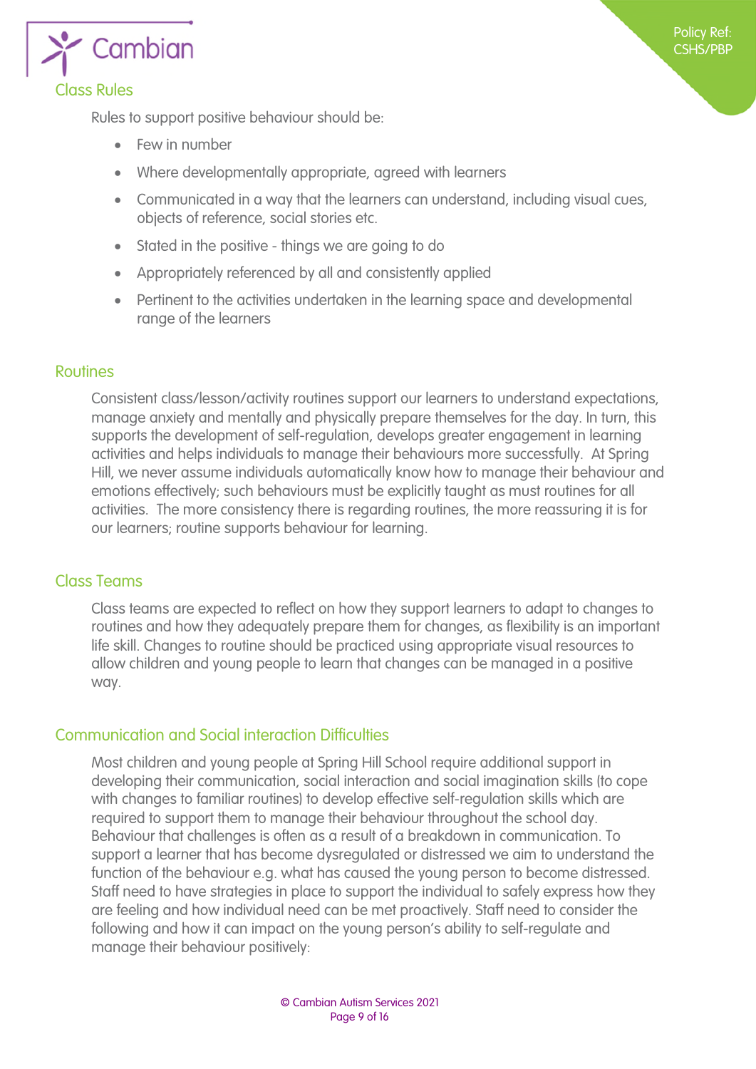## Class Rules

Rules to support positive behaviour should be:

- Few in number
- Where developmentally appropriate, agreed with learners
- Communicated in a way that the learners can understand, including visual cues, objects of reference, social stories etc.
- Stated in the positive - things we are going to do
- Appropriately referenced by all and consistently applied
- Pertinent to the activities undertaken in the learning space and developmental range of the learners

## Routines

Consistent class/lesson/activity routines support our learners to understand expectations, manage anxiety and mentally and physically prepare themselves for the day. In turn, this supports the development of self-regulation, develops greater engagement in learning activities and helps individuals to manage their behaviours more successfully. At Spring Hill, we never assume individuals automatically know how to manage their behaviour and emotions effectively; such behaviours must be explicitly taught as must routines for all activities. The more consistency there is regarding routines, the more reassuring it is for our learners; routine supports behaviour for learning.

## Class Teams

Class teams are expected to reflect on how they support learners to adapt to changes to routines and how they adequately prepare them for changes, as flexibility is an important life skill. Changes to routine should be practiced using appropriate visual resources to allow children and young people to learn that changes can be managed in a positive way.

## Communication and Social interaction Difficulties

Most children and young people at Spring Hill School require additional support in developing their communication, social interaction and social imagination skills (to cope with changes to familiar routines) to develop effective self-regulation skills which are required to support them to manage their behaviour throughout the school day. Behaviour that challenges is often as a result of a breakdown in communication. To support a learner that has become dysregulated or distressed we aim to understand the function of the behaviour e.g. what has caused the young person to become distressed. Staff need to have strategies in place to support the individual to safely express how they are feeling and how individual need can be met proactively. Staff need to consider the following and how it can impact on the young person's ability to self-regulate and manage their behaviour positively: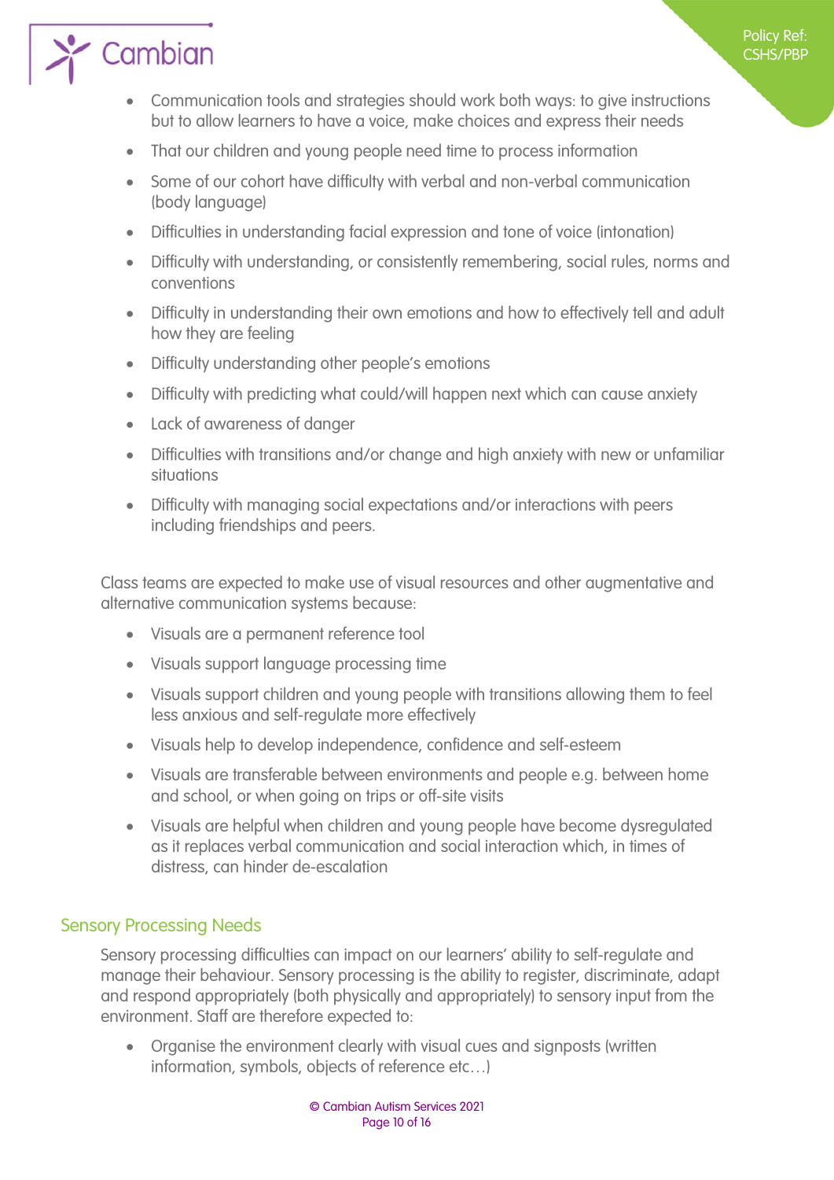- Communication tools and strategies should work both ways: to give instructions but to allow learners to have a voice, make choices and express their needs
- That our children and young people need time to process information
- Some of our cohort have difficulty with verbal and non-verbal communication (body language)
- Difficulties in understanding facial expression and tone of voice (intonation)
- Difficulty with understanding, or consistently remembering, social rules, norms and conventions
- Difficulty in understanding their own emotions and how to effectively tell and adult how they are feeling
- Difficulty understanding other people's emotions
- Difficulty with predicting what could/will happen next which can cause anxiety
- Lack of awareness of danger
- Difficulties with transitions and/or change and high anxiety with new or unfamiliar situations
- Difficulty with managing social expectations and/or interactions with peers including friendships and peers.

Class teams are expected to make use of visual resources and other augmentative and alternative communication systems because:

- Visuals are a permanent reference tool
- Visuals support language processing time
- Visuals support children and young people with transitions allowing them to feel less anxious and self-regulate more effectively
- Visuals help to develop independence, confidence and self-esteem
- Visuals are transferable between environments and people e.g. between home and school, or when going on trips or off-site visits
- Visuals are helpful when children and young people have become dysregulated as it replaces verbal communication and social interaction which, in times of distress, can hinder de-escalation

## Sensory Processing Needs

Sensory processing difficulties can impact on our learners' ability to self-regulate and manage their behaviour. Sensory processing is the ability to register, discriminate, adapt and respond appropriately (both physically and appropriately) to sensory input from the environment. Staff are therefore expected to:

- Organise the environment clearly with visual cues and signposts (written information, symbols, objects of reference etc…)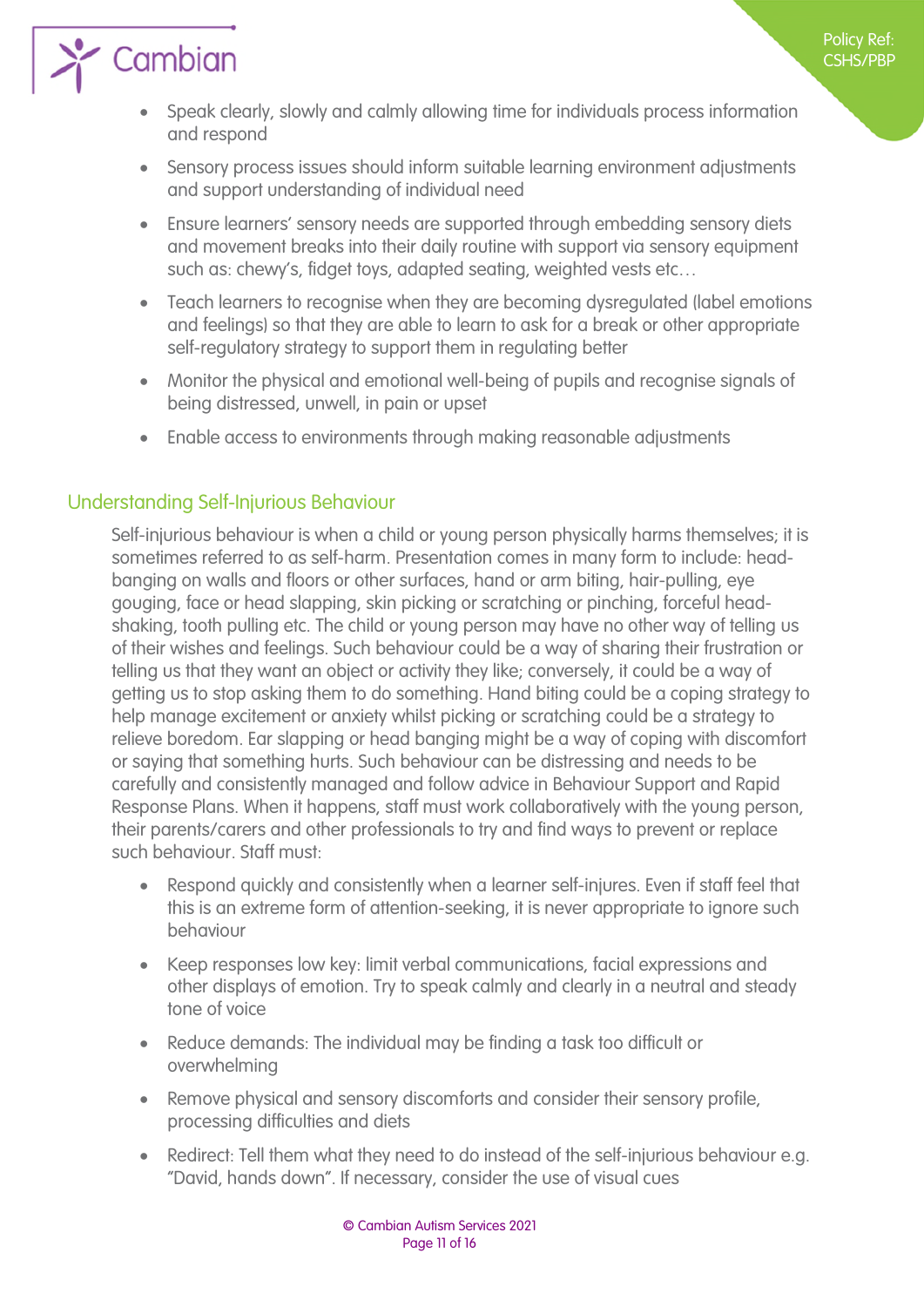- Speak clearly, slowly and calmly allowing time for individuals process information and respond
- Sensory process issues should inform suitable learning environment adjustments and support understanding of individual need
- Ensure learners' sensory needs are supported through embedding sensory diets and movement breaks into their daily routine with support via sensory equipment such as: chewy's, fidget toys, adapted seating, weighted vests etc…
- Teach learners to recognise when they are becoming dysregulated (label emotions and feelings) so that they are able to learn to ask for a break or other appropriate self-regulatory strategy to support them in regulating better
- Monitor the physical and emotional well-being of pupils and recognise signals of being distressed, unwell, in pain or upset
- Enable access to environments through making reasonable adjustments

## Understanding Self-Injurious Behaviour

Self-injurious behaviour is when a child or young person physically harms themselves; it is sometimes referred to as self-harm. Presentation comes in many form to include: head-banging on walls and floors or other surfaces, hand or arm biting, hair-pulling, eye gouging, face or head slapping, skin picking or scratching or pinching, forceful head-shaking, tooth pulling etc. The child or young person may have no other way of telling us of their wishes and feelings. Such behaviour could be a way of sharing their frustration or telling us that they want an object or activity they like; conversely, it could be a way of getting us to stop asking them to do something. Hand biting could be a coping strategy to help manage excitement or anxiety whilst picking or scratching could be a strategy to relieve boredom. Ear slapping or head banging might be a way of coping with discomfort or saying that something hurts. Such behaviour can be distressing and needs to be carefully and consistently managed and follow advice in Behaviour Support and Rapid Response Plans. When it happens, staff must work collaboratively with the young person, their parents/carers and other professionals to try and find ways to prevent or replace such behaviour. Staff must:

- Respond quickly and consistently when a learner self-injures. Even if staff feel that this is an extreme form of attention-seeking, it is never appropriate to ignore such behaviour
- Keep responses low key: limit verbal communications, facial expressions and other displays of emotion. Try to speak calmly and clearly in a neutral and steady tone of voice
- Reduce demands: The individual may be finding a task too difficult or overwhelming
- Remove physical and sensory discomforts and consider their sensory profile, processing difficulties and diets
- Redirect: Tell them what they need to do instead of the self-injurious behaviour e.g. "David, hands down". If necessary, consider the use of visual cues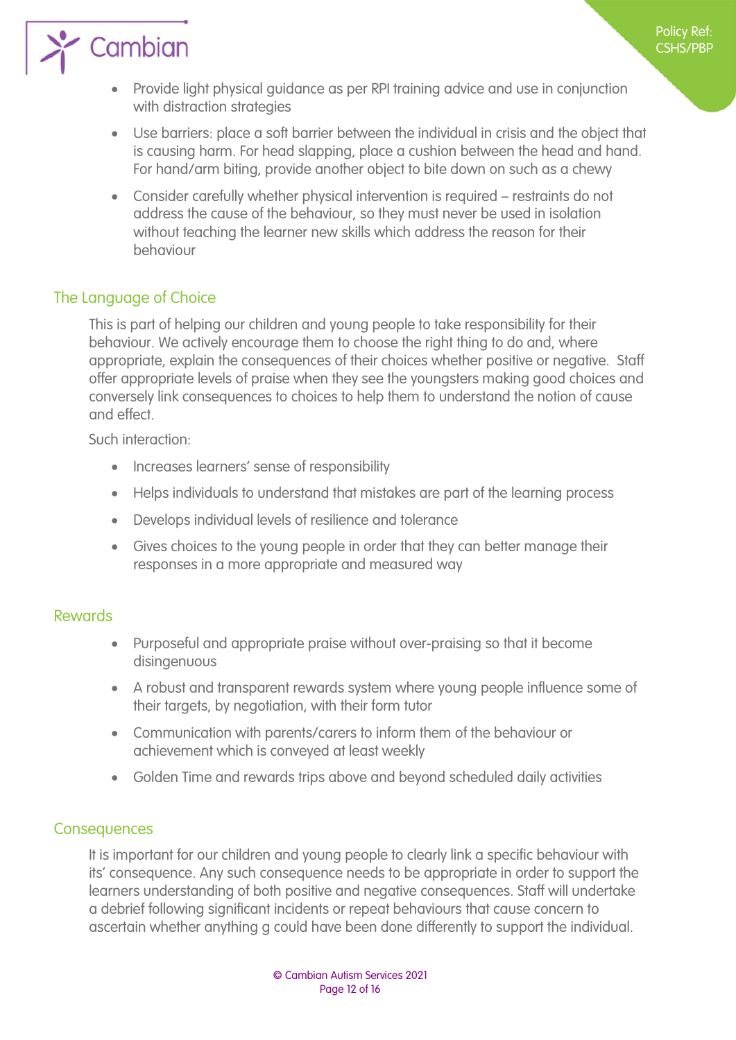- Provide light physical guidance as per RPI training advice and use in conjunction with distraction strategies
- Use barriers: place a soft barrier between the individual in crisis and the object that is causing harm. For head slapping, place a cushion between the head and hand. For hand/arm biting, provide another object to bite down on such as a chewy
- Consider carefully whether physical intervention is required – restraints do not address the cause of the behaviour, so they must never be used in isolation without teaching the learner new skills which address the reason for their behaviour

## The Language of Choice

This is part of helping our children and young people to take responsibility for their behaviour. We actively encourage them to choose the right thing to do and, where appropriate, explain the consequences of their choices whether positive or negative. Staff offer appropriate levels of praise when they see the youngsters making good choices and conversely link consequences to choices to help them to understand the notion of cause and effect.

Such interaction:

- Increases learners' sense of responsibility
- Helps individuals to understand that mistakes are part of the learning process
- Develops individual levels of resilience and tolerance
- Gives choices to the young people in order that they can better manage their responses in a more appropriate and measured way

## Rewards

- Purposeful and appropriate praise without over-praising so that it become disingenuous
- A robust and transparent rewards system where young people influence some of their targets, by negotiation, with their form tutor
- Communication with parents/carers to inform them of the behaviour or achievement which is conveyed at least weekly
- Golden Time and rewards trips above and beyond scheduled daily activities

## Consequences

It is important for our children and young people to clearly link a specific behaviour with its' consequence. Any such consequence needs to be appropriate in order to support the learners understanding of both positive and negative consequences. Staff will undertake a debrief following significant incidents or repeat behaviours that cause concern to ascertain whether anything g could have been done differently to support the individual.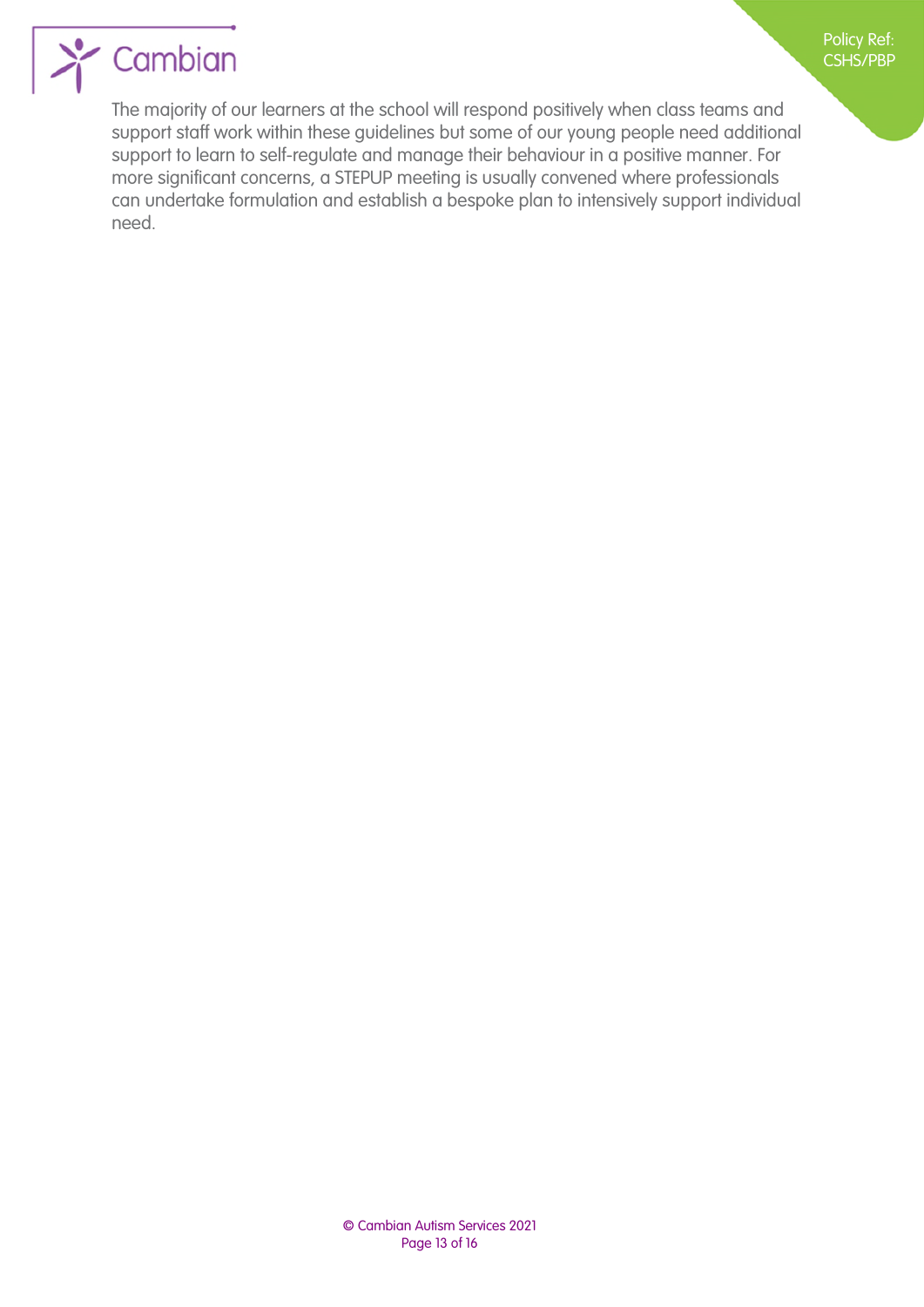The majority of our learners at the school will respond positively when class teams and support staff work within these guidelines but some of our young people need additional support to learn to self-regulate and manage their behaviour in a positive manner. For more significant concerns, a STEPUP meeting is usually convened where professionals can undertake formulation and establish a bespoke plan to intensively support individual need.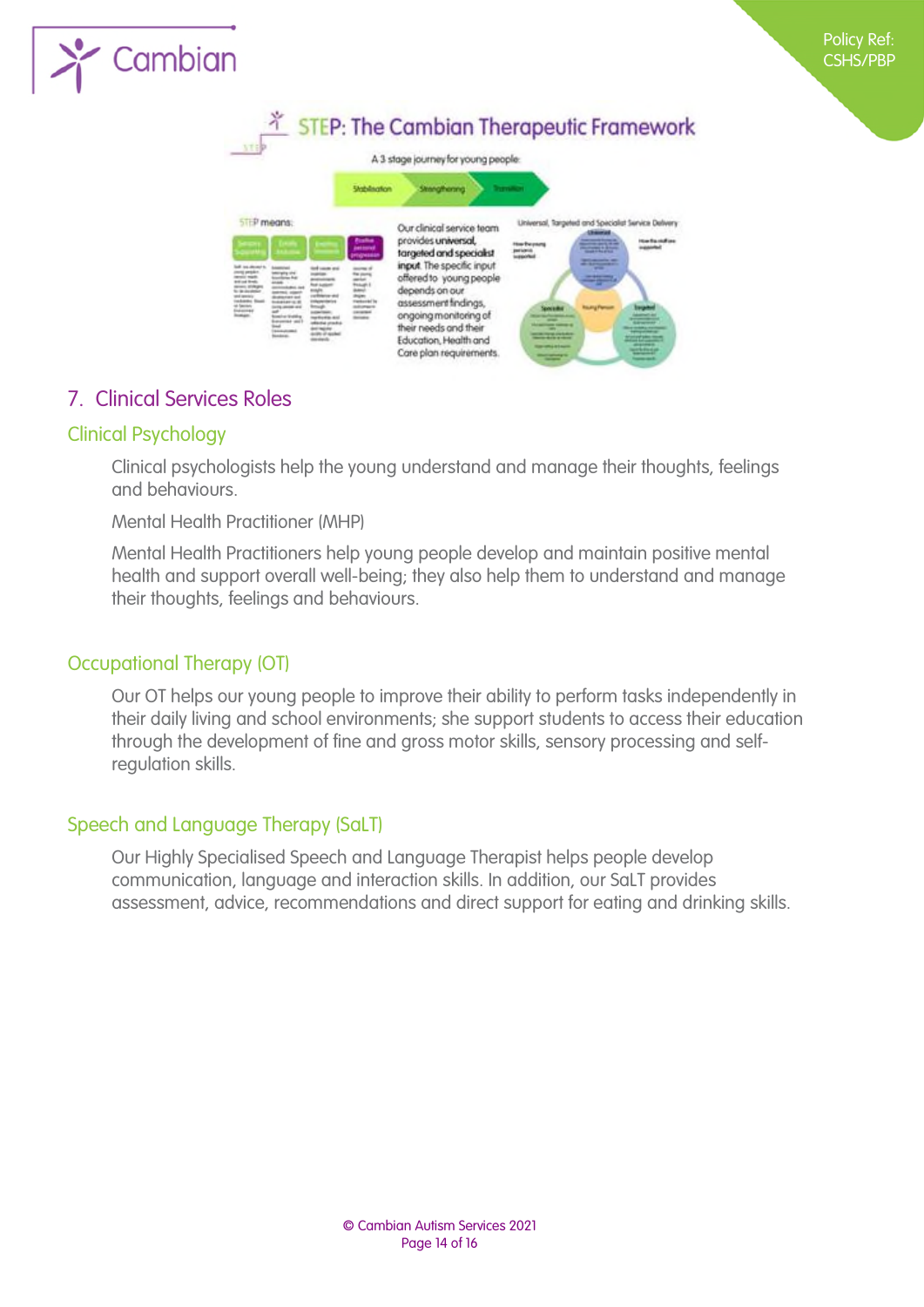## STEP: The Cambian Therapeutic Framework

A 3 stage journey for young people:

Stabilisation → Strengthening → Transition

STEP means:

Our clinical service team provides **universal, targeted and specialist input**. The specific input offered to young people depends on our assessment findings, ongoing monitoring of their needs and their Education, Health and Care plan requirements.

Universal, Targeted and Specialist Service Delivery

## 7. Clinical Services Roles

### Clinical Psychology

Clinical psychologists help the young understand and manage their thoughts, feelings and behaviours.

Mental Health Practitioner (MHP)

Mental Health Practitioners help young people develop and maintain positive mental health and support overall well-being; they also help them to understand and manage their thoughts, feelings and behaviours.

### Occupational Therapy (OT)

Our OT helps our young people to improve their ability to perform tasks independently in their daily living and school environments; she support students to access their education through the development of fine and gross motor skills, sensory processing and self-regulation skills.

### Speech and Language Therapy (SaLT)

Our Highly Specialised Speech and Language Therapist helps people develop communication, language and interaction skills. In addition, our SaLT provides assessment, advice, recommendations and direct support for eating and drinking skills.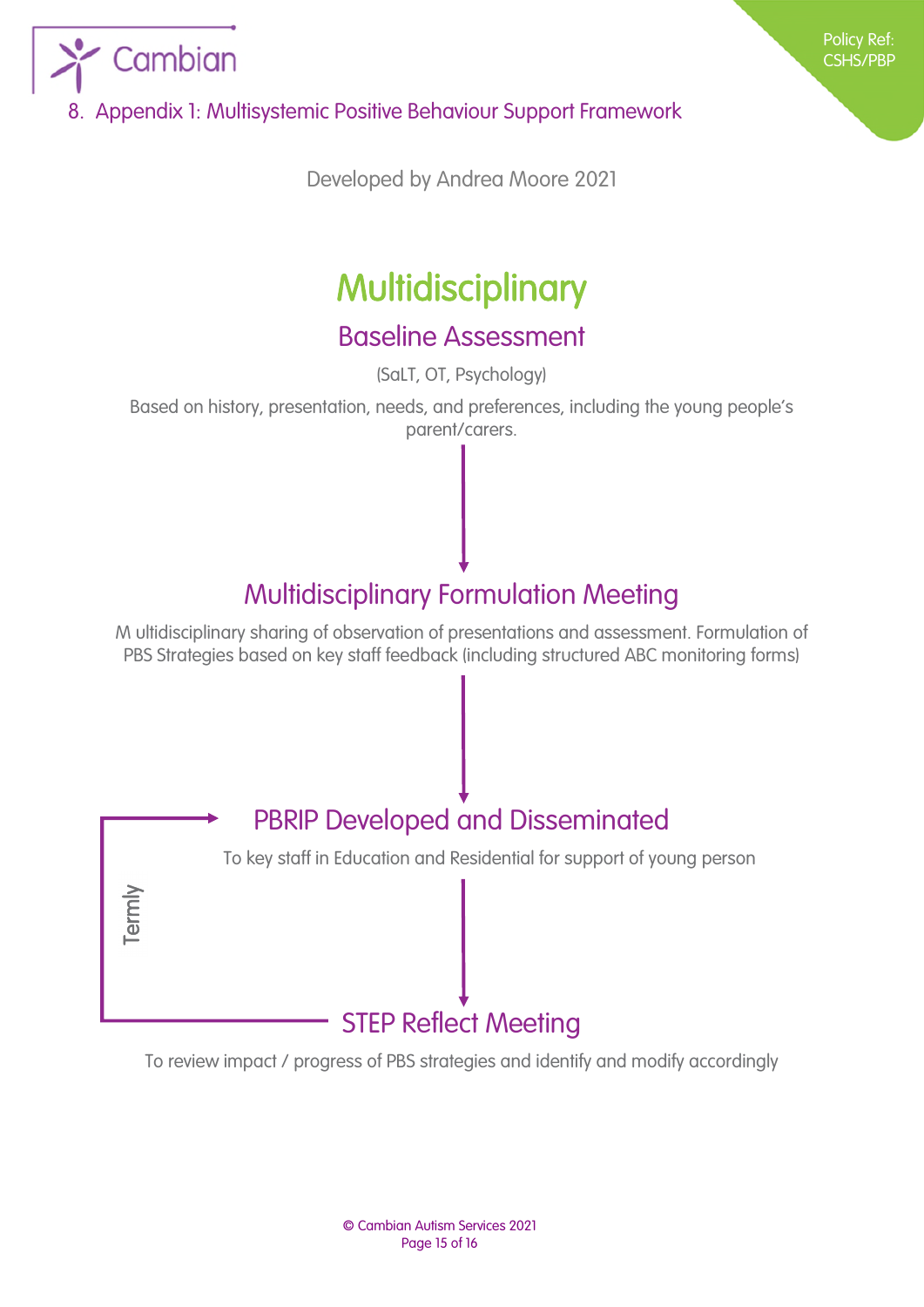## 8. Appendix 1: Multisystemic Positive Behaviour Support Framework

Developed by Andrea Moore 2021

# Multidisciplinary

## Baseline Assessment

(SaLT, OT, Psychology)

Based on history, presentation, needs, and preferences, including the young people's parent/carers.

↓

## Multidisciplinary Formulation Meeting

M ultidisciplinary sharing of observation of presentations and assessment. Formulation of PBS Strategies based on key staff feedback (including structured ABC monitoring forms)

↓

## PBRIP Developed and Disseminated

To key staff in Education and Residential for support of young person

↓

## STEP Reflect Meeting

To review impact / progress of PBS strategies and identify and modify accordingly

Termly (STEP Reflect Meeting → PBRIP Developed and Disseminated)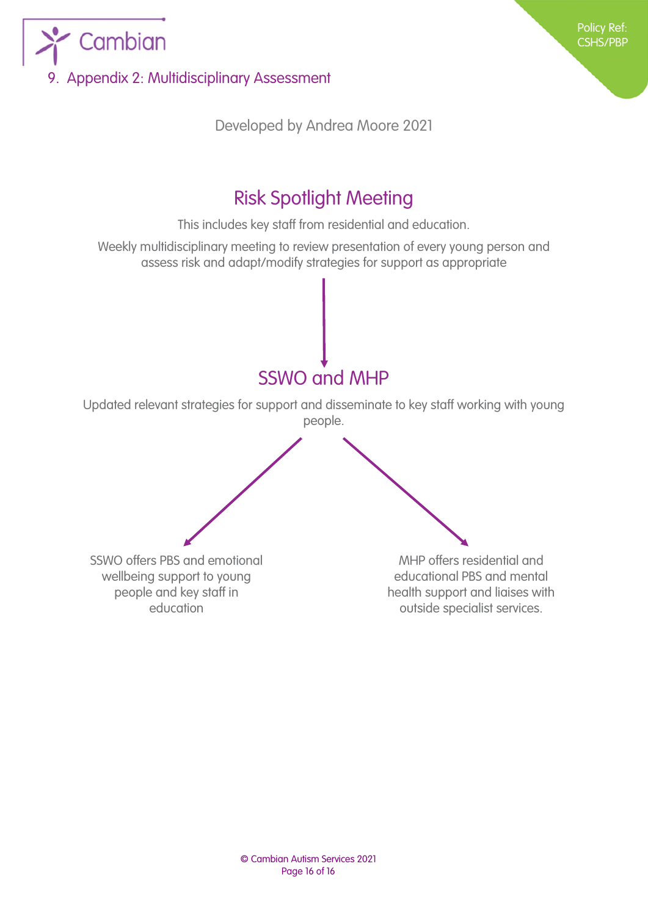## 9. Appendix 2: Multidisciplinary Assessment

Developed by Andrea Moore 2021

### Risk Spotlight Meeting

This includes key staff from residential and education.

Weekly multidisciplinary meeting to review presentation of every young person and assess risk and adapt/modify strategies for support as appropriate

### SSWO and MHP

Updated relevant strategies for support and disseminate to key staff working with young people.

SSWO offers PBS and emotional wellbeing support to young people and key staff in education

MHP offers residential and educational PBS and mental health support and liaises with outside specialist services.